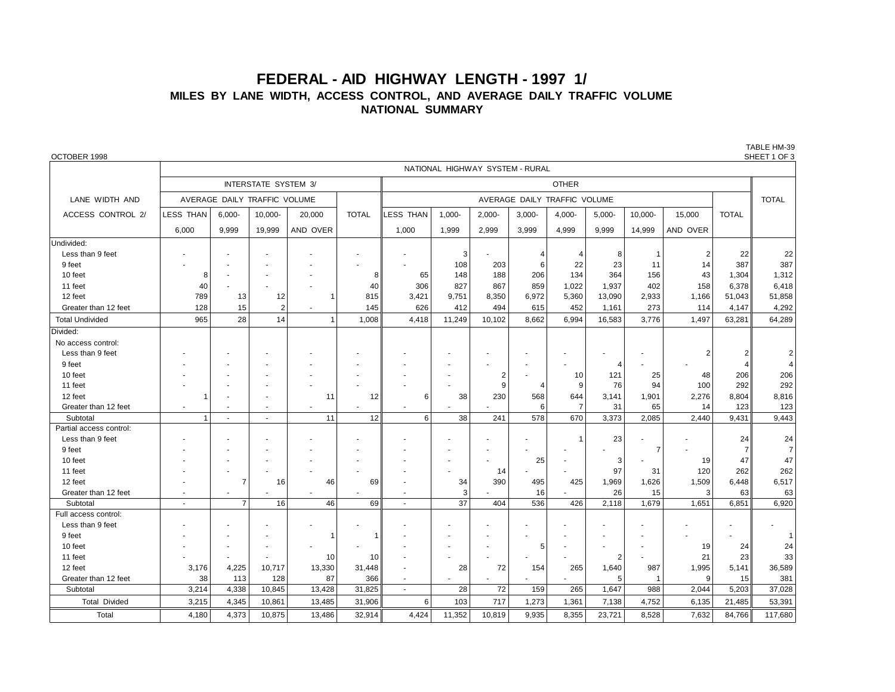# FEDERAL - AID HIGHWAY LENGTH - 1997 1/

## MILES BY LANE WIDTH, ACCESS CONTROL, AND AVERAGE DAILY TRAFFIC VOLUME

## NATIONAL SUMMARY

OCTOBER 1998

TABLE HM-39
SHEET 1 OF 3

| LANE WIDTH AND ACCESS CONTROL 2/ | NATIONAL HIGHWAY SYSTEM - RURAL | | | | | | | | | | | | | | |
|---|---|---|---|---|---|---|---|---|---|---|---|---|---|---|---|
| | INTERSTATE SYSTEM 3/ | | | | | OTHER | | | | | | | | | TOTAL |
| | AVERAGE DAILY TRAFFIC VOLUME | | | | TOTAL | AVERAGE DAILY TRAFFIC VOLUME | | | | | | | | TOTAL | |
| | LESS THAN 6,000 | 6,000-9,999 | 10,000-19,999 | 20,000 AND OVER | | LESS THAN 1,000 | 1,000-1,999 | 2,000-2,999 | 3,000-3,999 | 4,000-4,999 | 5,000-9,999 | 10,000-14,999 | 15,000 AND OVER | | |
| Undivided: | | | | | | | | | | | | | | | |
| Less than 9 feet | - | - | - | - | - | - | 3 | - | 4 | 4 | 8 | 1 | 2 | 22 | 22 |
| 9 feet | - | - | - | - | - | - | 108 | 203 | 6 | 22 | 23 | 11 | 14 | 387 | 387 |
| 10 feet | 8 | - | - | - | 8 | 65 | 148 | 188 | 206 | 134 | 364 | 156 | 43 | 1,304 | 1,312 |
| 11 feet | 40 | - | - | - | 40 | 306 | 827 | 867 | 859 | 1,022 | 1,937 | 402 | 158 | 6,378 | 6,418 |
| 12 feet | 789 | 13 | 12 | 1 | 815 | 3,421 | 9,751 | 8,350 | 6,972 | 5,360 | 13,090 | 2,933 | 1,166 | 51,043 | 51,858 |
| Greater than 12 feet | 128 | 15 | 2 | - | 145 | 626 | 412 | 494 | 615 | 452 | 1,161 | 273 | 114 | 4,147 | 4,292 |
| Total Undivided | 965 | 28 | 14 | 1 | 1,008 | 4,418 | 11,249 | 10,102 | 8,662 | 6,994 | 16,583 | 3,776 | 1,497 | 63,281 | 64,289 |
| Divided: | | | | | | | | | | | | | | | |
| No access control: | | | | | | | | | | | | | | | |
| Less than 9 feet | - | - | - | - | - | - | - | - | - | - | - | - | 2 | 2 | 2 |
| 9 feet | - | - | - | - | - | - | - | - | - | - | 4 | - | - | 4 | 4 |
| 10 feet | - | - | - | - | - | - | - | 2 | - | 10 | 121 | 25 | 48 | 206 | 206 |
| 11 feet | - | - | - | - | - | - | - | 9 | 4 | 9 | 76 | 94 | 100 | 292 | 292 |
| 12 feet | 1 | - | - | 11 | 12 | 6 | 38 | 230 | 568 | 644 | 3,141 | 1,901 | 2,276 | 8,804 | 8,816 |
| Greater than 12 feet | - | - | - | - | - | - | - | - | 6 | 7 | 31 | 65 | 14 | 123 | 123 |
| Subtotal | 1 | - | - | 11 | 12 | 6 | 38 | 241 | 578 | 670 | 3,373 | 2,085 | 2,440 | 9,431 | 9,443 |
| Partial access control: | | | | | | | | | | | | | | | |
| Less than 9 feet | - | - | - | - | - | - | - | - | - | 1 | 23 | - | - | 24 | 24 |
| 9 feet | - | - | - | - | - | - | - | - | - | - | - | 7 | - | 7 | 7 |
| 10 feet | - | - | - | - | - | - | - | - | 25 | - | 3 | - | 19 | 47 | 47 |
| 11 feet | - | - | - | - | - | - | - | 14 | - | - | 97 | 31 | 120 | 262 | 262 |
| 12 feet | - | 7 | 16 | 46 | 69 | - | 34 | 390 | 495 | 425 | 1,969 | 1,626 | 1,509 | 6,448 | 6,517 |
| Greater than 12 feet | - | - | - | - | - | - | 3 | - | 16 | - | 26 | 15 | 3 | 63 | 63 |
| Subtotal | - | 7 | 16 | 46 | 69 | - | 37 | 404 | 536 | 426 | 2,118 | 1,679 | 1,651 | 6,851 | 6,920 |
| Full access control: | | | | | | | | | | | | | | | |
| Less than 9 feet | - | - | - | - | - | - | - | - | - | - | - | - | - | - | - |
| 9 feet | - | - | - | 1 | 1 | - | - | - | - | - | - | - | - | - | 1 |
| 10 feet | - | - | - | - | - | - | - | - | 5 | - | - | - | 19 | 24 | 24 |
| 11 feet | - | - | - | 10 | 10 | - | - | - | - | - | 2 | - | 21 | 23 | 33 |
| 12 feet | 3,176 | 4,225 | 10,717 | 13,330 | 31,448 | - | 28 | 72 | 154 | 265 | 1,640 | 987 | 1,995 | 5,141 | 36,589 |
| Greater than 12 feet | 38 | 113 | 128 | 87 | 366 | - | - | - | - | - | 5 | 1 | 9 | 15 | 381 |
| Subtotal | 3,214 | 4,338 | 10,845 | 13,428 | 31,825 | - | 28 | 72 | 159 | 265 | 1,647 | 988 | 2,044 | 5,203 | 37,028 |
| Total Divided | 3,215 | 4,345 | 10,861 | 13,485 | 31,906 | 6 | 103 | 717 | 1,273 | 1,361 | 7,138 | 4,752 | 6,135 | 21,485 | 53,391 |
| Total | 4,180 | 4,373 | 10,875 | 13,486 | 32,914 | 4,424 | 11,352 | 10,819 | 9,935 | 8,355 | 23,721 | 8,528 | 7,632 | 84,766 | 117,680 |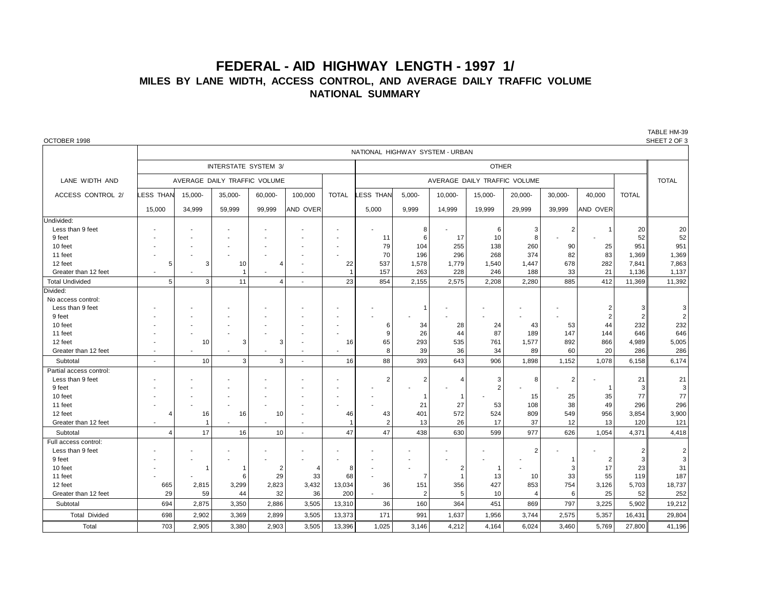# FEDERAL - AID HIGHWAY LENGTH - 1997 1/

## MILES BY LANE WIDTH, ACCESS CONTROL, AND AVERAGE DAILY TRAFFIC VOLUME

## NATIONAL SUMMARY

OCTOBER 1998

TABLE HM-39
SHEET 2 OF 3

| LANE WIDTH AND ACCESS CONTROL 2/ | NATIONAL HIGHWAY SYSTEM - URBAN | | | | | | | | | | | | | | |
|---|---|---|---|---|---|---|---|---|---|---|---|---|---|---|---|
| | INTERSTATE SYSTEM 3/ | | | | | | OTHER | | | | | | | | TOTAL |
| | AVERAGE DAILY TRAFFIC VOLUME | | | | | | AVERAGE DAILY TRAFFIC VOLUME | | | | | | | | |
| | LESS THAN 15,000 | 15,000-34,999 | 35,000-59,999 | 60,000-99,999 | 100,000 AND OVER | TOTAL | LESS THAN 5,000 | 5,000-9,999 | 10,000-14,999 | 15,000-19,999 | 20,000-29,999 | 30,000-39,999 | 40,000 AND OVER | TOTAL | |
| Undivided: | | | | | | | | | | | | | | | |
| Less than 9 feet | - | - | - | - | - | - | - | 8 | - | 6 | 3 | 2 | 1 | 20 | 20 |
| 9 feet | - | - | - | - | - | - | 11 | 6 | 17 | 10 | 8 | - | - | 52 | 52 |
| 10 feet | - | - | - | - | - | - | 79 | 104 | 255 | 138 | 260 | 90 | 25 | 951 | 951 |
| 11 feet | - | - | - | - | - | - | 70 | 196 | 296 | 268 | 374 | 82 | 83 | 1,369 | 1,369 |
| 12 feet | 5 | 3 | 10 | 4 | - | 22 | 537 | 1,578 | 1,779 | 1,540 | 1,447 | 678 | 282 | 7,841 | 7,863 |
| Greater than 12 feet | - | - | 1 | - | - | 1 | 157 | 263 | 228 | 246 | 188 | 33 | 21 | 1,136 | 1,137 |
| Total Undivided | 5 | 3 | 11 | 4 | - | 23 | 854 | 2,155 | 2,575 | 2,208 | 2,280 | 885 | 412 | 11,369 | 11,392 |
| Divided: | | | | | | | | | | | | | | | |
| No access control: | | | | | | | | | | | | | | | |
| Less than 9 feet | - | - | - | - | - | - | - | 1 | - | - | - | - | 2 | 3 | 3 |
| 9 feet | - | - | - | - | - | - | - | - | - | - | - | - | 2 | 2 | 2 |
| 10 feet | - | - | - | - | - | - | 6 | 34 | 28 | 24 | 43 | 53 | 44 | 232 | 232 |
| 11 feet | - | - | - | - | - | - | 9 | 26 | 44 | 87 | 189 | 147 | 144 | 646 | 646 |
| 12 feet | - | 10 | 3 | 3 | - | 16 | 65 | 293 | 535 | 761 | 1,577 | 892 | 866 | 4,989 | 5,005 |
| Greater than 12 feet | - | - | - | - | - | - | 8 | 39 | 36 | 34 | 89 | 60 | 20 | 286 | 286 |
| Subtotal | - | 10 | 3 | 3 | - | 16 | 88 | 393 | 643 | 906 | 1,898 | 1,152 | 1,078 | 6,158 | 6,174 |
| Partial access control: | | | | | | | | | | | | | | | |
| Less than 9 feet | - | - | - | - | - | - | 2 | 2 | 4 | 3 | 8 | 2 | - | 21 | 21 |
| 9 feet | - | - | - | - | - | - | - | - | - | 2 | - | - | 1 | 3 | 3 |
| 10 feet | - | - | - | - | - | - | - | 1 | 1 | - | 15 | 25 | 35 | 77 | 77 |
| 11 feet | - | - | - | - | - | - | - | 21 | 27 | 53 | 108 | 38 | 49 | 296 | 296 |
| 12 feet | 4 | 16 | 16 | 10 | - | 46 | 43 | 401 | 572 | 524 | 809 | 549 | 956 | 3,854 | 3,900 |
| Greater than 12 feet | - | 1 | - | - | - | 1 | 2 | 13 | 26 | 17 | 37 | 12 | 13 | 120 | 121 |
| Subtotal | 4 | 17 | 16 | 10 | - | 47 | 47 | 438 | 630 | 599 | 977 | 626 | 1,054 | 4,371 | 4,418 |
| Full access control: | | | | | | | | | | | | | | | |
| Less than 9 feet | - | - | - | - | - | - | - | - | - | - | 2 | - | - | 2 | 2 |
| 9 feet | - | - | - | - | - | - | - | - | - | - | - | 1 | 2 | 3 | 3 |
| 10 feet | - | 1 | 1 | 2 | 4 | 8 | - | - | 2 | 1 | - | 3 | 17 | 23 | 31 |
| 11 feet | - | - | 6 | 29 | 33 | 68 | - | 7 | 1 | 13 | 10 | 33 | 55 | 119 | 187 |
| 12 feet | 665 | 2,815 | 3,299 | 2,823 | 3,432 | 13,034 | 36 | 151 | 356 | 427 | 853 | 754 | 3,126 | 5,703 | 18,737 |
| Greater than 12 feet | 29 | 59 | 44 | 32 | 36 | 200 | - | 2 | 5 | 10 | 4 | 6 | 25 | 52 | 252 |
| Subtotal | 694 | 2,875 | 3,350 | 2,886 | 3,505 | 13,310 | 36 | 160 | 364 | 451 | 869 | 797 | 3,225 | 5,902 | 19,212 |
| Total Divided | 698 | 2,902 | 3,369 | 2,899 | 3,505 | 13,373 | 171 | 991 | 1,637 | 1,956 | 3,744 | 2,575 | 5,357 | 16,431 | 29,804 |
| Total | 703 | 2,905 | 3,380 | 2,903 | 3,505 | 13,396 | 1,025 | 3,146 | 4,212 | 4,164 | 6,024 | 3,460 | 5,769 | 27,800 | 41,196 |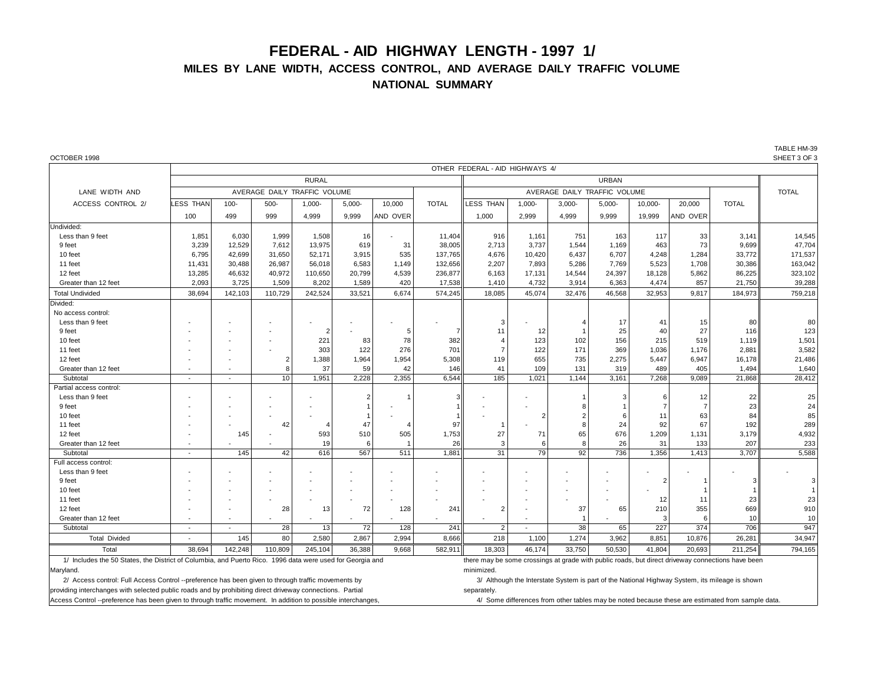# FEDERAL - AID HIGHWAY LENGTH - 1997 1/

## MILES BY LANE WIDTH, ACCESS CONTROL, AND AVERAGE DAILY TRAFFIC VOLUME

## NATIONAL SUMMARY

OCTOBER 1998

TABLE HM-39
SHEET 3 OF 3

| LANE WIDTH AND ACCESS CONTROL 2/ | OTHER FEDERAL - AID HIGHWAYS 4/ | | | | | | | | | | | | | | |
|---|---|---|---|---|---|---|---|---|---|---|---|---|---|---|---|
| | RURAL | | | | | | | URBAN | | | | | | | TOTAL |
| | AVERAGE DAILY TRAFFIC VOLUME | | | | | | TOTAL | AVERAGE DAILY TRAFFIC VOLUME | | | | | | TOTAL | |
| | LESS THAN 100 | 100-499 | 500-999 | 1,000-4,999 | 5,000-9,999 | 10,000 AND OVER | | LESS THAN 1,000 | 1,000-2,999 | 3,000-4,999 | 5,000-9,999 | 10,000-19,999 | 20,000 AND OVER | | |
| Undivided: | | | | | | | | | | | | | | | |
| Less than 9 feet | 1,851 | 6,030 | 1,999 | 1,508 | 16 | - | 11,404 | 916 | 1,161 | 751 | 163 | 117 | 33 | 3,141 | 14,545 |
| 9 feet | 3,239 | 12,529 | 7,612 | 13,975 | 619 | 31 | 38,005 | 2,713 | 3,737 | 1,544 | 1,169 | 463 | 73 | 9,699 | 47,704 |
| 10 feet | 6,795 | 42,699 | 31,650 | 52,171 | 3,915 | 535 | 137,765 | 4,676 | 10,420 | 6,437 | 6,707 | 4,248 | 1,284 | 33,772 | 171,537 |
| 11 feet | 11,431 | 30,488 | 26,987 | 56,018 | 6,583 | 1,149 | 132,656 | 2,207 | 7,893 | 5,286 | 7,769 | 5,523 | 1,708 | 30,386 | 163,042 |
| 12 feet | 13,285 | 46,632 | 40,972 | 110,650 | 20,799 | 4,539 | 236,877 | 6,163 | 17,131 | 14,544 | 24,397 | 18,128 | 5,862 | 86,225 | 323,102 |
| Greater than 12 feet | 2,093 | 3,725 | 1,509 | 8,202 | 1,589 | 420 | 17,538 | 1,410 | 4,732 | 3,914 | 6,363 | 4,474 | 857 | 21,750 | 39,288 |
| Total Undivided | 38,694 | 142,103 | 110,729 | 242,524 | 33,521 | 6,674 | 574,245 | 18,085 | 45,074 | 32,476 | 46,568 | 32,953 | 9,817 | 184,973 | 759,218 |
| Divided: | | | | | | | | | | | | | | | |
| No access control: | | | | | | | | | | | | | | | |
| Less than 9 feet | - | - | - | - | - | - | - | 3 | - | 4 | 17 | 41 | 15 | 80 | 80 |
| 9 feet | - | - | - | 2 | - | 5 | 7 | 11 | 12 | 1 | 25 | 40 | 27 | 116 | 123 |
| 10 feet | - | - | - | 221 | 83 | 78 | 382 | 4 | 123 | 102 | 156 | 215 | 519 | 1,119 | 1,501 |
| 11 feet | - | - | - | 303 | 122 | 276 | 701 | 7 | 122 | 171 | 369 | 1,036 | 1,176 | 2,881 | 3,582 |
| 12 feet | - | - | 2 | 1,388 | 1,964 | 1,954 | 5,308 | 119 | 655 | 735 | 2,275 | 5,447 | 6,947 | 16,178 | 21,486 |
| Greater than 12 feet | - | - | 8 | 37 | 59 | 42 | 146 | 41 | 109 | 131 | 319 | 489 | 405 | 1,494 | 1,640 |
| Subtotal | - | - | 10 | 1,951 | 2,228 | 2,355 | 6,544 | 185 | 1,021 | 1,144 | 3,161 | 7,268 | 9,089 | 21,868 | 28,412 |
| Partial access control: | | | | | | | | | | | | | | | |
| Less than 9 feet | - | - | - | - | 2 | 1 | 3 | - | - | 1 | 3 | 6 | 12 | 22 | 25 |
| 9 feet | - | - | - | - | 1 | - | 1 | - | - | 8 | 1 | 7 | 7 | 23 | 24 |
| 10 feet | - | - | - | - | 1 | - | 1 | - | 2 | 2 | 6 | 11 | 63 | 84 | 85 |
| 11 feet | - | - | 42 | 4 | 47 | 4 | 97 | 1 | - | 8 | 24 | 92 | 67 | 192 | 289 |
| 12 feet | - | 145 | - | 593 | 510 | 505 | 1,753 | 27 | 71 | 65 | 676 | 1,209 | 1,131 | 3,179 | 4,932 |
| Greater than 12 feet | - | - | - | 19 | 6 | 1 | 26 | 3 | 6 | 8 | 26 | 31 | 133 | 207 | 233 |
| Subtotal | - | 145 | 42 | 616 | 567 | 511 | 1,881 | 31 | 79 | 92 | 736 | 1,356 | 1,413 | 3,707 | 5,588 |
| Full access control: | | | | | | | | | | | | | | | |
| Less than 9 feet | - | - | - | - | - | - | - | - | - | - | - | - | - | - | - |
| 9 feet | - | - | - | - | - | - | - | - | - | - | - | 2 | 1 | 3 | 3 |
| 10 feet | - | - | - | - | - | - | - | - | - | - | - | - | 1 | 1 | 1 |
| 11 feet | - | - | - | - | - | - | - | - | - | - | - | 12 | 11 | 23 | 23 |
| 12 feet | - | - | 28 | 13 | 72 | 128 | 241 | 2 | - | 37 | 65 | 210 | 355 | 669 | 910 |
| Greater than 12 feet | - | - | - | - | - | - | - | - | - | 1 | - | 3 | 6 | 10 | 10 |
| Subtotal | - | - | 28 | 13 | 72 | 128 | 241 | 2 | - | 38 | 65 | 227 | 374 | 706 | 947 |
| Total Divided | - | 145 | 80 | 2,580 | 2,867 | 2,994 | 8,666 | 218 | 1,100 | 1,274 | 3,962 | 8,851 | 10,876 | 26,281 | 34,947 |
| Total | 38,694 | 142,248 | 110,809 | 245,104 | 36,388 | 9,668 | 582,911 | 18,303 | 46,174 | 33,750 | 50,530 | 41,804 | 20,693 | 211,254 | 794,165 |

1/ Includes the 50 States, the District of Columbia, and Puerto Rico. 1996 data were used for Georgia and Maryland.

2/ Access control: Full Access Control --preference has been given to through traffic movements by providing interchanges with selected public roads and by prohibiting direct driveway connections. Partial Access Control --preference has been given to through traffic movement. In addition to possible interchanges, there may be some crossings at grade with public roads, but direct driveway connections have been minimized.

3/ Although the Interstate System is part of the National Highway System, its mileage is shown separately.

4/ Some differences from other tables may be noted because these are estimated from sample data.